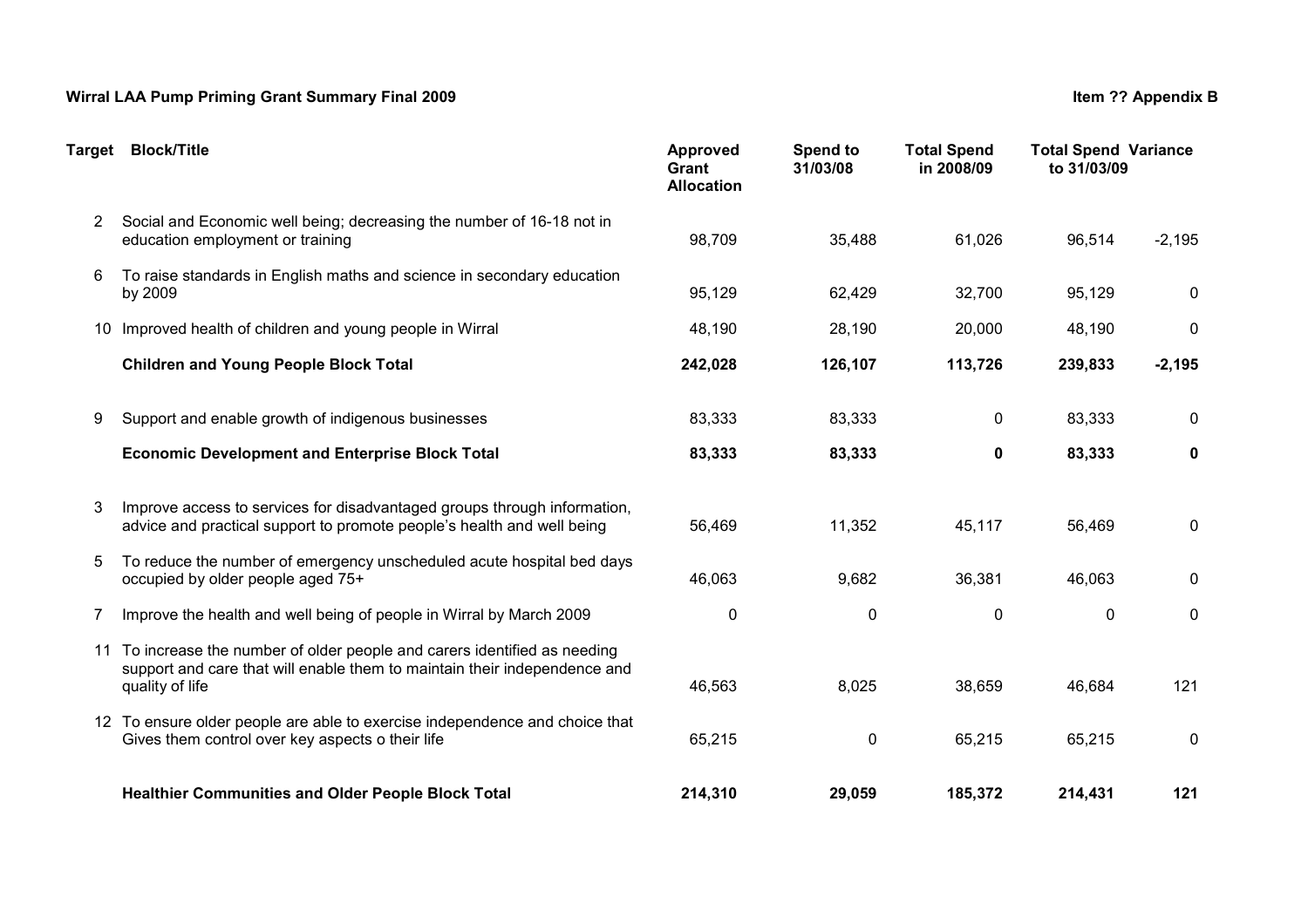**Wirral LAA Pump Priming Grant Summary Final 2009**

**Item ?? Appendix B**

| Target | Block/Title | Approved Grant Allocation | Spend to 31/03/08 | Total Spend in 2008/09 | Total Spend to 31/03/09 | Variance |
|---|---|---|---|---|---|---|
| 2 | Social and Economic well being; decreasing the number of 16-18 not in education employment or training | 98,709 | 35,488 | 61,026 | 96,514 | -2,195 |
| 6 | To raise standards in English maths and science in secondary education by 2009 | 95,129 | 62,429 | 32,700 | 95,129 | 0 |
| 10 | Improved health of children and young people in Wirral | 48,190 | 28,190 | 20,000 | 48,190 | 0 |
| | **Children and Young People Block Total** | **242,028** | **126,107** | **113,726** | **239,833** | **-2,195** |
| 9 | Support and enable growth of indigenous businesses | 83,333 | 83,333 | 0 | 83,333 | 0 |
| | **Economic Development and Enterprise Block Total** | **83,333** | **83,333** | **0** | **83,333** | **0** |
| 3 | Improve access to services for disadvantaged groups through information, advice and practical support to promote people's health and well being | 56,469 | 11,352 | 45,117 | 56,469 | 0 |
| 5 | To reduce the number of emergency unscheduled acute hospital bed days occupied by older people aged 75+ | 46,063 | 9,682 | 36,381 | 46,063 | 0 |
| 7 | Improve the health and well being of people in Wirral by March 2009 | 0 | 0 | 0 | 0 | 0 |
| 11 | To increase the number of older people and carers identified as needing support and care that will enable them to maintain their independence and quality of life | 46,563 | 8,025 | 38,659 | 46,684 | 121 |
| 12 | To ensure older people are able to exercise independence and choice that Gives them control over key aspects o their life | 65,215 | 0 | 65,215 | 65,215 | 0 |
| | **Healthier Communities and Older People Block Total** | **214,310** | **29,059** | **185,372** | **214,431** | **121** |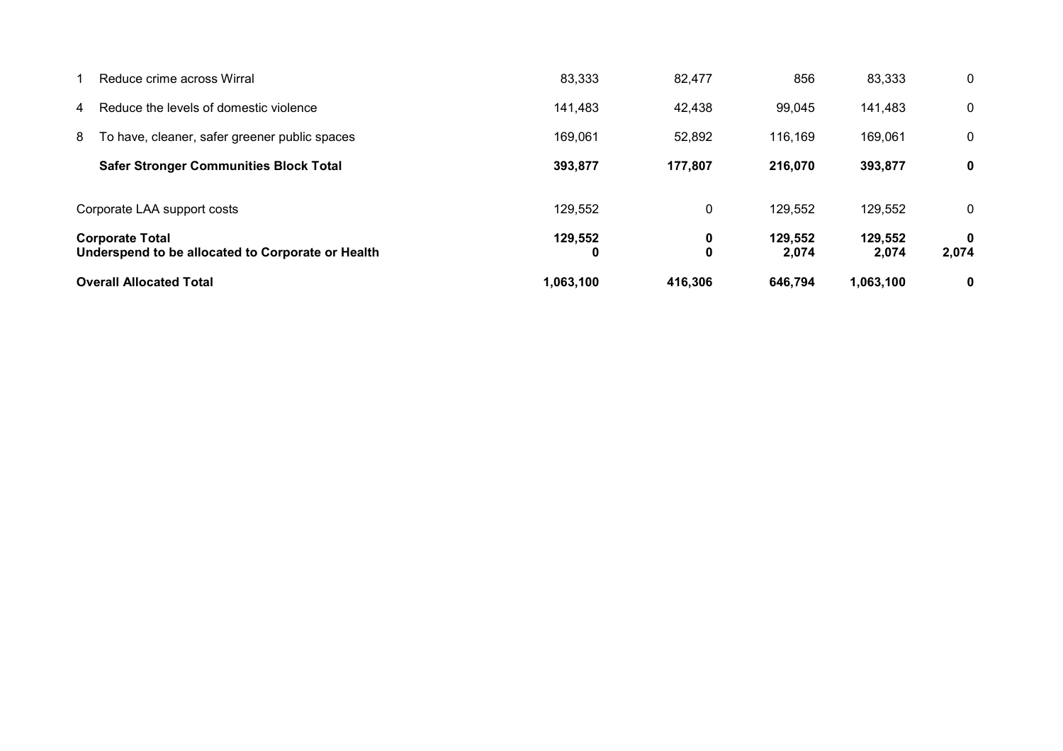| | | | | | | |
|---|---|---|---|---|---|---|
| 1 | Reduce crime across Wirral | 83,333 | 82,477 | 856 | 83,333 | 0 |
| 4 | Reduce the levels of domestic violence | 141,483 | 42,438 | 99,045 | 141,483 | 0 |
| 8 | To have, cleaner, safer greener public spaces | 169,061 | 52,892 | 116,169 | 169,061 | 0 |
| | **Safer Stronger Communities Block Total** | **393,877** | **177,807** | **216,070** | **393,877** | **0** |
| Corporate LAA support costs | | 129,552 | 0 | 129,552 | 129,552 | 0 |
| **Corporate Total** | | **129,552** | **0** | **129,552** | **129,552** | **0** |
| **Underspend to be allocated to Corporate or Health** | | **0** | **0** | **2,074** | **2,074** | **2,074** |
| **Overall Allocated Total** | | **1,063,100** | **416,306** | **646,794** | **1,063,100** | **0** |